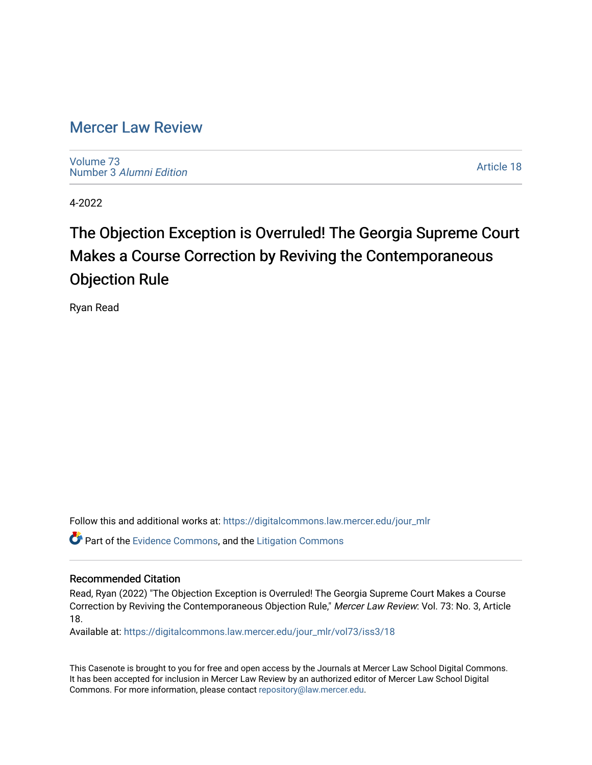# Mercer Law Review

Volume 73
Number 3 *Alumni Edition*

Article 18

4-2022

## The Objection Exception is Overruled! The Georgia Supreme Court Makes a Course Correction by Reviving the Contemporaneous Objection Rule

Ryan Read

Follow this and additional works at: https://digitalcommons.law.mercer.edu/jour_mlr

Part of the Evidence Commons, and the Litigation Commons

### Recommended Citation

Read, Ryan (2022) "The Objection Exception is Overruled! The Georgia Supreme Court Makes a Course Correction by Reviving the Contemporaneous Objection Rule," *Mercer Law Review*: Vol. 73: No. 3, Article 18.

Available at: https://digitalcommons.law.mercer.edu/jour_mlr/vol73/iss3/18

This Casenote is brought to you for free and open access by the Journals at Mercer Law School Digital Commons. It has been accepted for inclusion in Mercer Law Review by an authorized editor of Mercer Law School Digital Commons. For more information, please contact repository@law.mercer.edu.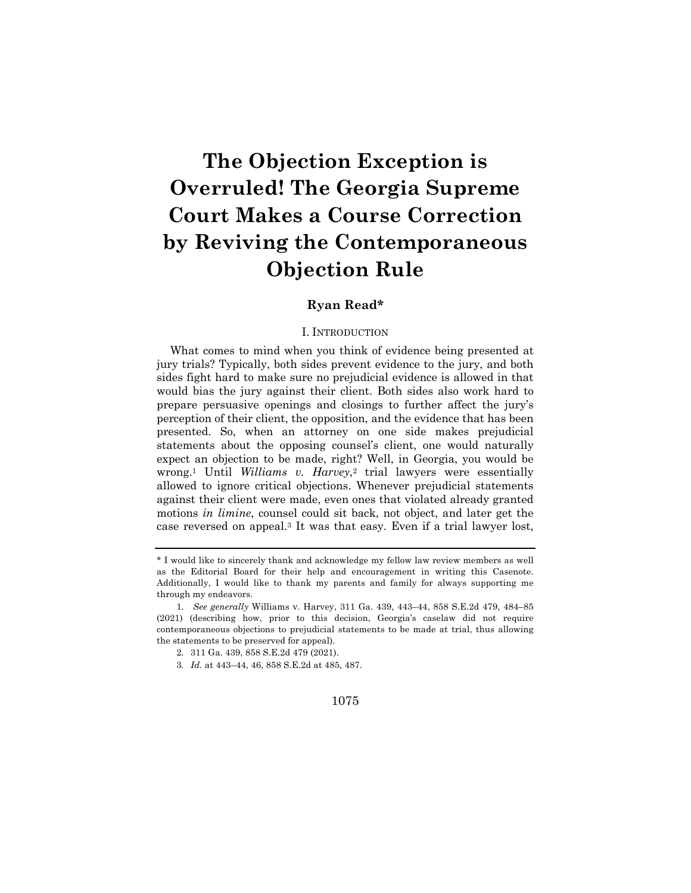# The Objection Exception is Overruled! The Georgia Supreme Court Makes a Course Correction by Reviving the Contemporaneous Objection Rule

**Ryan Read***

## I. Introduction

What comes to mind when you think of evidence being presented at jury trials? Typically, both sides prevent evidence to the jury, and both sides fight hard to make sure no prejudicial evidence is allowed in that would bias the jury against their client. Both sides also work hard to prepare persuasive openings and closings to further affect the jury's perception of their client, the opposition, and the evidence that has been presented. So, when an attorney on one side makes prejudicial statements about the opposing counsel's client, one would naturally expect an objection to be made, right? Well, in Georgia, you would be wrong.[1] Until *Williams v. Harvey*,[2] trial lawyers were essentially allowed to ignore critical objections. Whenever prejudicial statements against their client were made, even ones that violated already granted motions *in limine*, counsel could sit back, not object, and later get the case reversed on appeal.[3] It was that easy. Even if a trial lawyer lost,

---

\* I would like to sincerely thank and acknowledge my fellow law review members as well as the Editorial Board for their help and encouragement in writing this Casenote. Additionally, I would like to thank my parents and family for always supporting me through my endeavors.

1. *See generally* Williams v. Harvey, 311 Ga. 439, 443–44, 858 S.E.2d 479, 484–85 (2021) (describing how, prior to this decision, Georgia's caselaw did not require contemporaneous objections to prejudicial statements to be made at trial, thus allowing the statements to be preserved for appeal).

2. 311 Ga. 439, 858 S.E.2d 479 (2021).

3. *Id.* at 443–44, 46, 858 S.E.2d at 485, 487.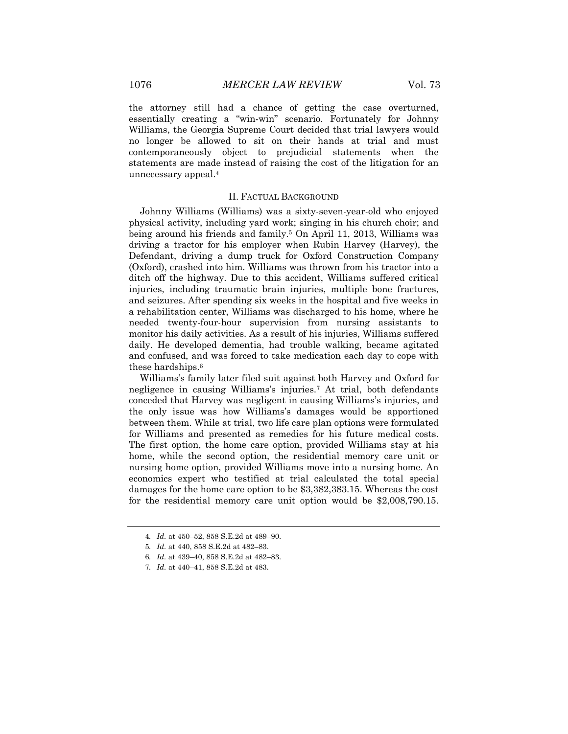the attorney still had a chance of getting the case overturned, essentially creating a "win-win" scenario. Fortunately for Johnny Williams, the Georgia Supreme Court decided that trial lawyers would no longer be allowed to sit on their hands at trial and must contemporaneously object to prejudicial statements when the statements are made instead of raising the cost of the litigation for an unnecessary appeal.[4]

## II. FACTUAL BACKGROUND

Johnny Williams (Williams) was a sixty-seven-year-old who enjoyed physical activity, including yard work; singing in his church choir; and being around his friends and family.[5] On April 11, 2013, Williams was driving a tractor for his employer when Rubin Harvey (Harvey), the Defendant, driving a dump truck for Oxford Construction Company (Oxford), crashed into him. Williams was thrown from his tractor into a ditch off the highway. Due to this accident, Williams suffered critical injuries, including traumatic brain injuries, multiple bone fractures, and seizures. After spending six weeks in the hospital and five weeks in a rehabilitation center, Williams was discharged to his home, where he needed twenty-four-hour supervision from nursing assistants to monitor his daily activities. As a result of his injuries, Williams suffered daily. He developed dementia, had trouble walking, became agitated and confused, and was forced to take medication each day to cope with these hardships.[6]

Williams's family later filed suit against both Harvey and Oxford for negligence in causing Williams's injuries.[7] At trial, both defendants conceded that Harvey was negligent in causing Williams's injuries, and the only issue was how Williams's damages would be apportioned between them. While at trial, two life care plan options were formulated for Williams and presented as remedies for his future medical costs. The first option, the home care option, provided Williams stay at his home, while the second option, the residential memory care unit or nursing home option, provided Williams move into a nursing home. An economics expert who testified at trial calculated the total special damages for the home care option to be $3,382,383.15. Whereas the cost for the residential memory care unit option would be $2,008,790.15.

---

4. *Id.* at 450–52, 858 S.E.2d at 489–90.
5. *Id.* at 440, 858 S.E.2d at 482–83.
6. *Id.* at 439–40, 858 S.E.2d at 482–83.
7. *Id.* at 440–41, 858 S.E.2d at 483.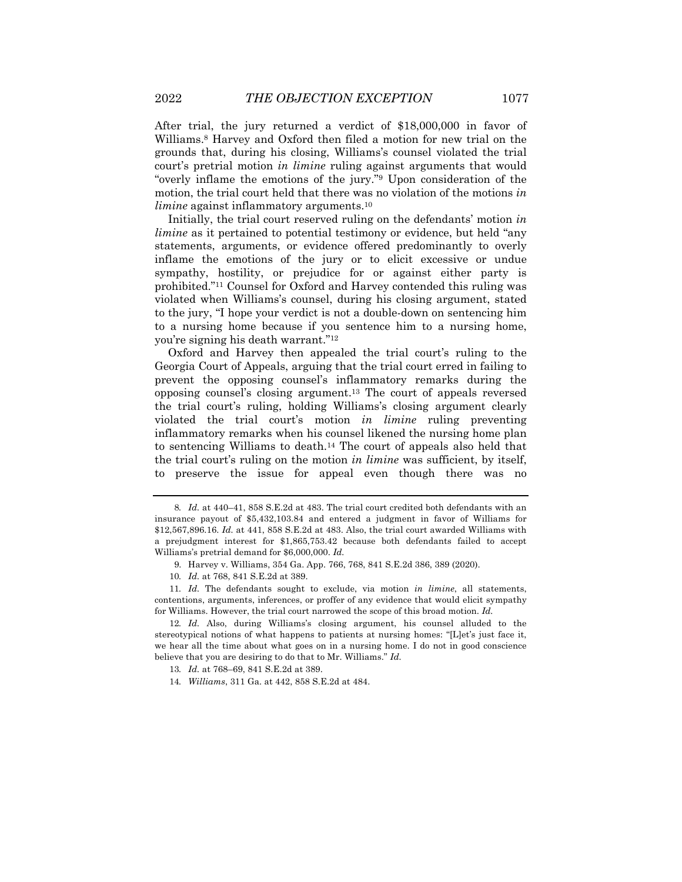After trial, the jury returned a verdict of $18,000,000 in favor of Williams.[8] Harvey and Oxford then filed a motion for new trial on the grounds that, during his closing, Williams's counsel violated the trial court's pretrial motion *in limine* ruling against arguments that would "overly inflame the emotions of the jury."[9] Upon consideration of the motion, the trial court held that there was no violation of the motions *in limine* against inflammatory arguments.[10]

Initially, the trial court reserved ruling on the defendants' motion *in limine* as it pertained to potential testimony or evidence, but held "any statements, arguments, or evidence offered predominantly to overly inflame the emotions of the jury or to elicit excessive or undue sympathy, hostility, or prejudice for or against either party is prohibited."[11] Counsel for Oxford and Harvey contended this ruling was violated when Williams's counsel, during his closing argument, stated to the jury, "I hope your verdict is not a double-down on sentencing him to a nursing home because if you sentence him to a nursing home, you're signing his death warrant."[12]

Oxford and Harvey then appealed the trial court's ruling to the Georgia Court of Appeals, arguing that the trial court erred in failing to prevent the opposing counsel's inflammatory remarks during the opposing counsel's closing argument.[13] The court of appeals reversed the trial court's ruling, holding Williams's closing argument clearly violated the trial court's motion *in limine* ruling preventing inflammatory remarks when his counsel likened the nursing home plan to sentencing Williams to death.[14] The court of appeals also held that the trial court's ruling on the motion *in limine* was sufficient, by itself, to preserve the issue for appeal even though there was no

---

8. *Id.* at 440–41, 858 S.E.2d at 483. The trial court credited both defendants with an insurance payout of $5,432,103.84 and entered a judgment in favor of Williams for $12,567,896.16. *Id.* at 441, 858 S.E.2d at 483. Also, the trial court awarded Williams with a prejudgment interest for $1,865,753.42 because both defendants failed to accept Williams's pretrial demand for $6,000,000. *Id.*

9. Harvey v. Williams, 354 Ga. App. 766, 768, 841 S.E.2d 386, 389 (2020).

10. *Id.* at 768, 841 S.E.2d at 389.

11. *Id.* The defendants sought to exclude, via motion *in limine*, all statements, contentions, arguments, inferences, or proffer of any evidence that would elicit sympathy for Williams. However, the trial court narrowed the scope of this broad motion. *Id.*

12. *Id.* Also, during Williams's closing argument, his counsel alluded to the stereotypical notions of what happens to patients at nursing homes: "[L]et's just face it, we hear all the time about what goes on in a nursing home. I do not in good conscience believe that you are desiring to do that to Mr. Williams." *Id.*

13. *Id.* at 768–69, 841 S.E.2d at 389.

14. *Williams*, 311 Ga. at 442, 858 S.E.2d at 484.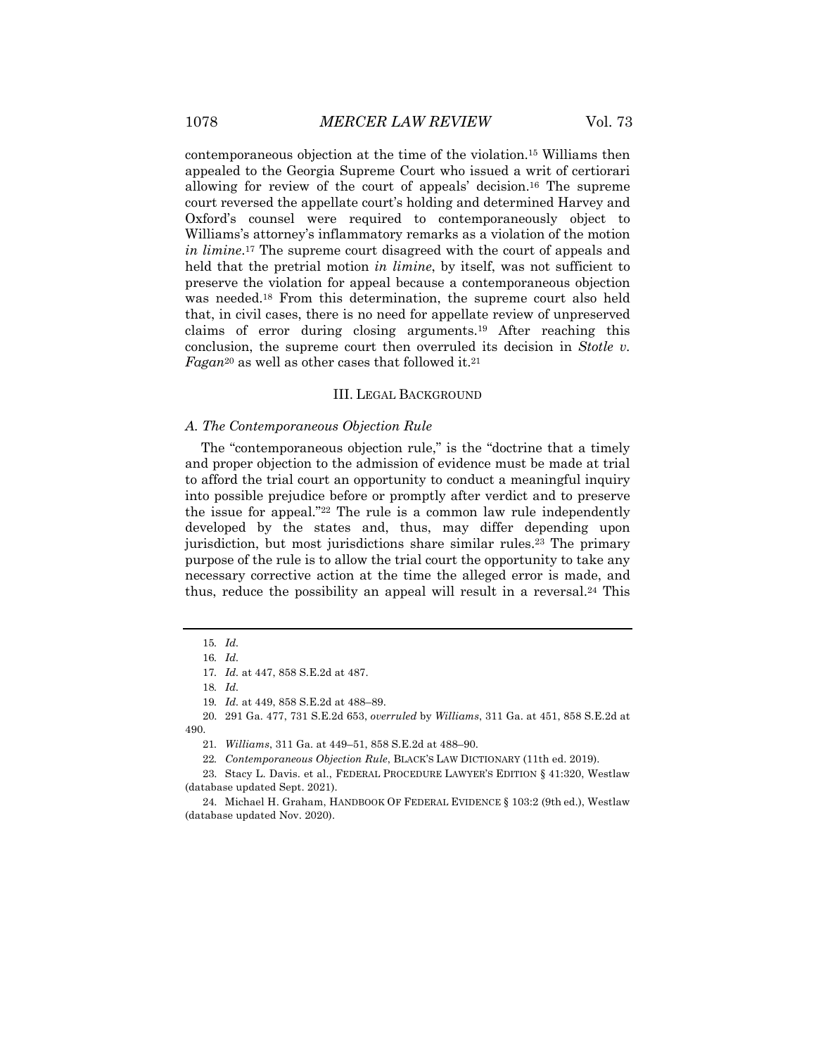contemporaneous objection at the time of the violation.[15] Williams then appealed to the Georgia Supreme Court who issued a writ of certiorari allowing for review of the court of appeals' decision.[16] The supreme court reversed the appellate court's holding and determined Harvey and Oxford's counsel were required to contemporaneously object to Williams's attorney's inflammatory remarks as a violation of the motion *in limine*.[17] The supreme court disagreed with the court of appeals and held that the pretrial motion *in limine*, by itself, was not sufficient to preserve the violation for appeal because a contemporaneous objection was needed.[18] From this determination, the supreme court also held that, in civil cases, there is no need for appellate review of unpreserved claims of error during closing arguments.[19] After reaching this conclusion, the supreme court then overruled its decision in *Stotle v. Fagan*[20] as well as other cases that followed it.[21]

## III. LEGAL BACKGROUND

### *A. The Contemporaneous Objection Rule*

The "contemporaneous objection rule," is the "doctrine that a timely and proper objection to the admission of evidence must be made at trial to afford the trial court an opportunity to conduct a meaningful inquiry into possible prejudice before or promptly after verdict and to preserve the issue for appeal."[22] The rule is a common law rule independently developed by the states and, thus, may differ depending upon jurisdiction, but most jurisdictions share similar rules.[23] The primary purpose of the rule is to allow the trial court the opportunity to take any necessary corrective action at the time the alleged error is made, and thus, reduce the possibility an appeal will result in a reversal.[24] This

---

15. *Id.*

16. *Id.*

17. *Id.* at 447, 858 S.E.2d at 487.

18. *Id.*

19. *Id.* at 449, 858 S.E.2d at 488–89.

20. 291 Ga. 477, 731 S.E.2d 653, *overruled* by *Williams*, 311 Ga. at 451, 858 S.E.2d at 490.

21. *Williams*, 311 Ga. at 449–51, 858 S.E.2d at 488–90.

22. *Contemporaneous Objection Rule*, BLACK'S LAW DICTIONARY (11th ed. 2019).

23. Stacy L. Davis. et al., FEDERAL PROCEDURE LAWYER'S EDITION § 41:320, Westlaw (database updated Sept. 2021).

24. Michael H. Graham, HANDBOOK OF FEDERAL EVIDENCE § 103:2 (9th ed.), Westlaw (database updated Nov. 2020).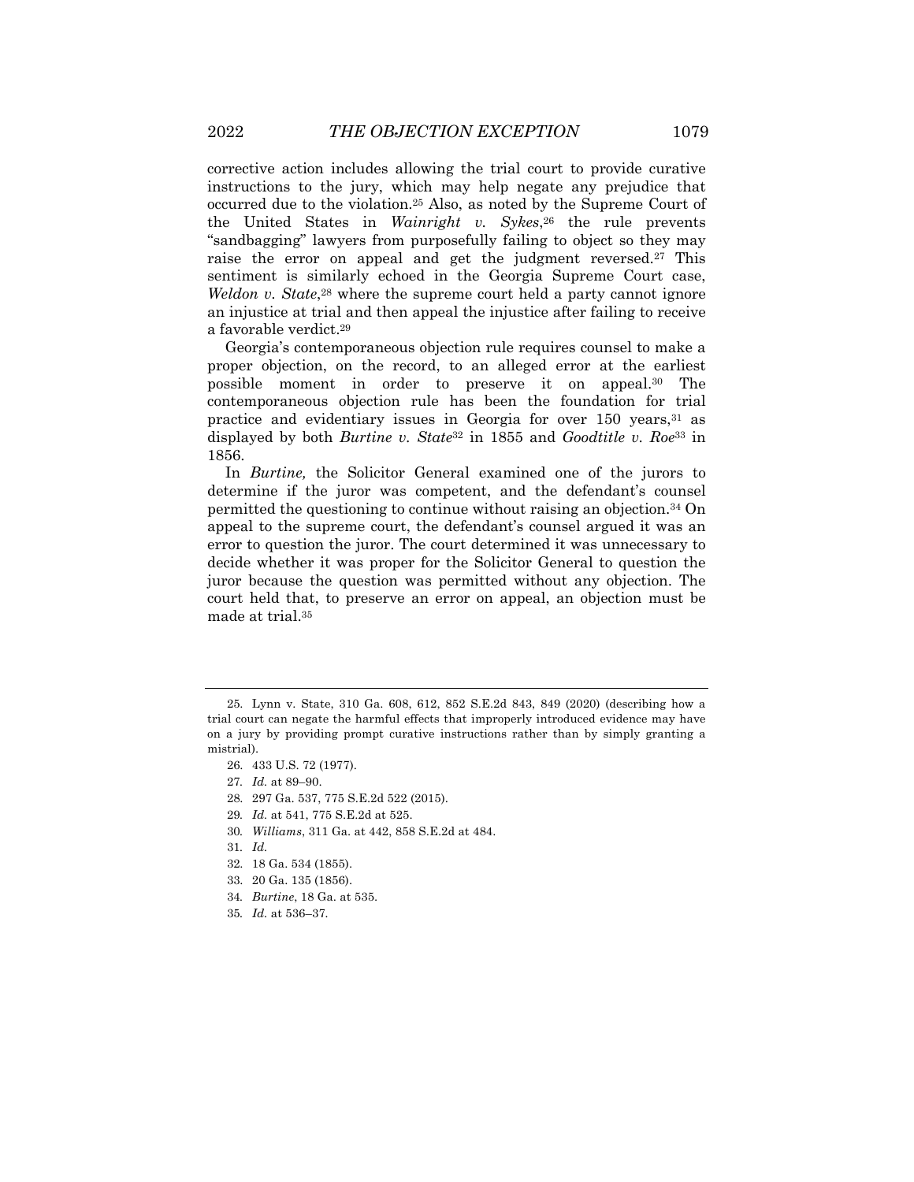corrective action includes allowing the trial court to provide curative instructions to the jury, which may help negate any prejudice that occurred due to the violation.[25] Also, as noted by the Supreme Court of the United States in *Wainright v. Sykes*,[26] the rule prevents "sandbagging" lawyers from purposefully failing to object so they may raise the error on appeal and get the judgment reversed.[27] This sentiment is similarly echoed in the Georgia Supreme Court case, *Weldon v. State*,[28] where the supreme court held a party cannot ignore an injustice at trial and then appeal the injustice after failing to receive a favorable verdict.[29]

Georgia's contemporaneous objection rule requires counsel to make a proper objection, on the record, to an alleged error at the earliest possible moment in order to preserve it on appeal.[30] The contemporaneous objection rule has been the foundation for trial practice and evidentiary issues in Georgia for over 150 years,[31] as displayed by both *Burtine v. State*[32] in 1855 and *Goodtitle v. Roe*[33] in 1856.

In *Burtine,* the Solicitor General examined one of the jurors to determine if the juror was competent, and the defendant's counsel permitted the questioning to continue without raising an objection.[34] On appeal to the supreme court, the defendant's counsel argued it was an error to question the juror. The court determined it was unnecessary to decide whether it was proper for the Solicitor General to question the juror because the question was permitted without any objection. The court held that, to preserve an error on appeal, an objection must be made at trial.[35]

---

25. Lynn v. State, 310 Ga. 608, 612, 852 S.E.2d 843, 849 (2020) (describing how a trial court can negate the harmful effects that improperly introduced evidence may have on a jury by providing prompt curative instructions rather than by simply granting a mistrial).

26. 433 U.S. 72 (1977).

27. *Id.* at 89–90.

28. 297 Ga. 537, 775 S.E.2d 522 (2015).

29. *Id.* at 541, 775 S.E.2d at 525.

30. *Williams*, 311 Ga. at 442, 858 S.E.2d at 484.

31. *Id.*

32. 18 Ga. 534 (1855).

33. 20 Ga. 135 (1856).

34. *Burtine*, 18 Ga. at 535.

35. *Id.* at 536–37.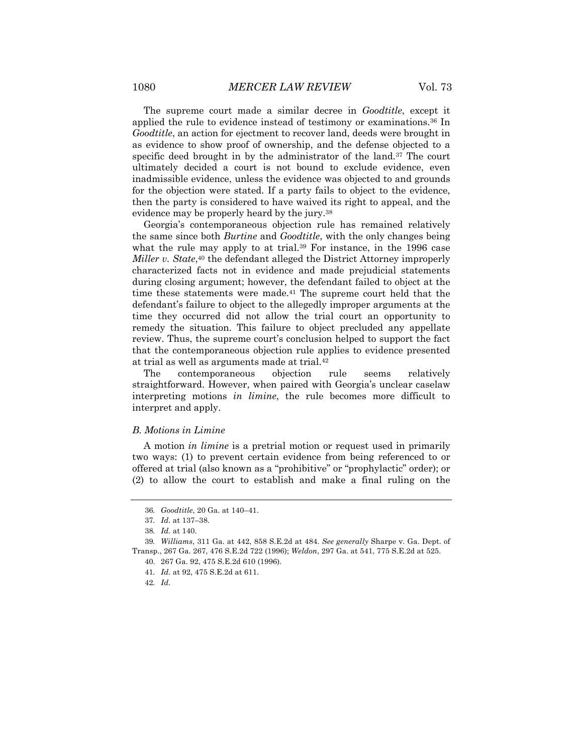The supreme court made a similar decree in *Goodtitle*, except it applied the rule to evidence instead of testimony or examinations.[36] In *Goodtitle*, an action for ejectment to recover land, deeds were brought in as evidence to show proof of ownership, and the defense objected to a specific deed brought in by the administrator of the land.[37] The court ultimately decided a court is not bound to exclude evidence, even inadmissible evidence, unless the evidence was objected to and grounds for the objection were stated. If a party fails to object to the evidence, then the party is considered to have waived its right to appeal, and the evidence may be properly heard by the jury.[38]

Georgia's contemporaneous objection rule has remained relatively the same since both *Burtine* and *Goodtitle*, with the only changes being what the rule may apply to at trial.[39] For instance, in the 1996 case *Miller v. State*,[40] the defendant alleged the District Attorney improperly characterized facts not in evidence and made prejudicial statements during closing argument; however, the defendant failed to object at the time these statements were made.[41] The supreme court held that the defendant's failure to object to the allegedly improper arguments at the time they occurred did not allow the trial court an opportunity to remedy the situation. This failure to object precluded any appellate review. Thus, the supreme court's conclusion helped to support the fact that the contemporaneous objection rule applies to evidence presented at trial as well as arguments made at trial.[42]

The contemporaneous objection rule seems relatively straightforward. However, when paired with Georgia's unclear caselaw interpreting motions *in limine*, the rule becomes more difficult to interpret and apply.

### *B. Motions in Limine*

A motion *in limine* is a pretrial motion or request used in primarily two ways: (1) to prevent certain evidence from being referenced to or offered at trial (also known as a "prohibitive" or "prophylactic" order); or (2) to allow the court to establish and make a final ruling on the

---

36. *Goodtitle*, 20 Ga. at 140–41.

37. *Id.* at 137–38.

38. *Id.* at 140.

39. *Williams*, 311 Ga. at 442, 858 S.E.2d at 484. *See generally* Sharpe v. Ga. Dept. of Transp., 267 Ga. 267, 476 S.E.2d 722 (1996); *Weldon*, 297 Ga. at 541, 775 S.E.2d at 525.

40. 267 Ga. 92, 475 S.E.2d 610 (1996).

41. *Id.* at 92, 475 S.E.2d at 611.

42. *Id.*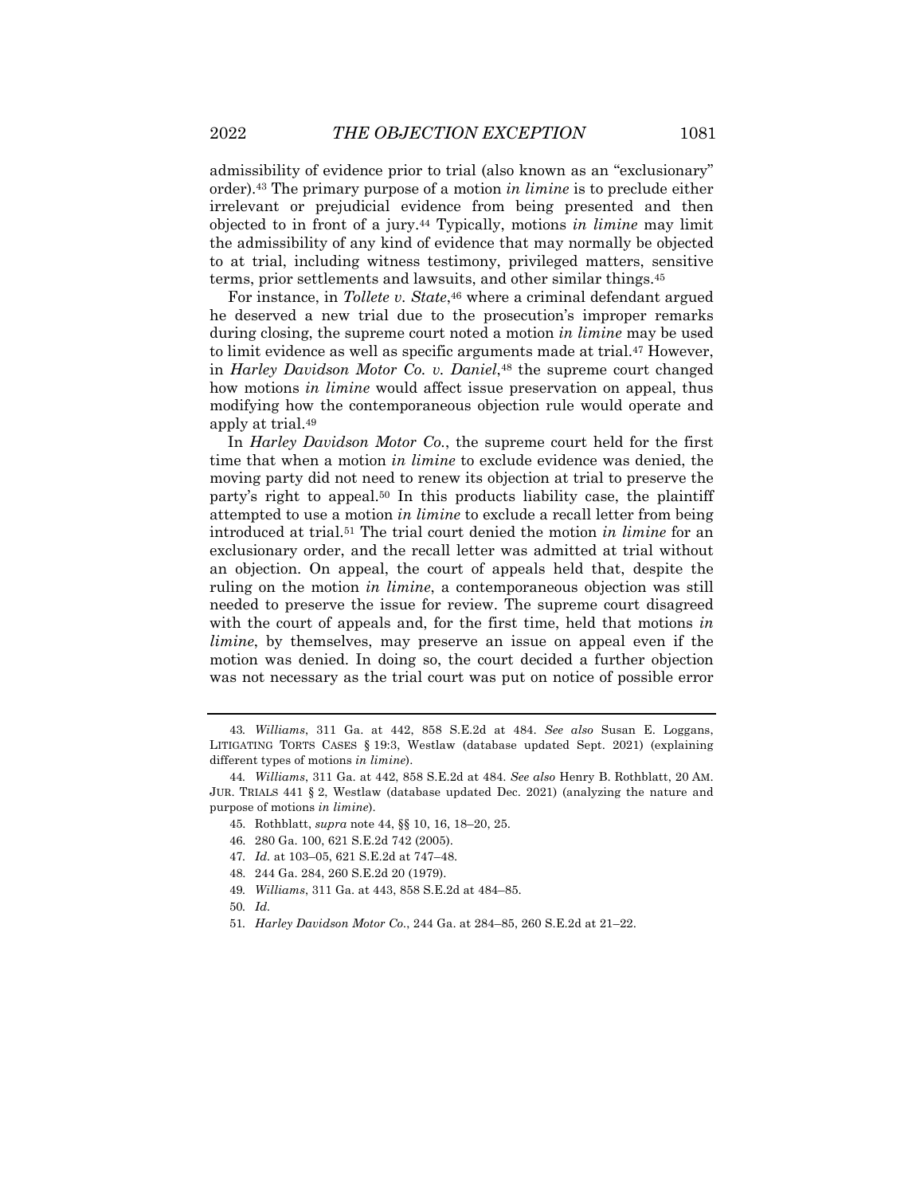admissibility of evidence prior to trial (also known as an "exclusionary" order).[43] The primary purpose of a motion *in limine* is to preclude either irrelevant or prejudicial evidence from being presented and then objected to in front of a jury.[44] Typically, motions *in limine* may limit the admissibility of any kind of evidence that may normally be objected to at trial, including witness testimony, privileged matters, sensitive terms, prior settlements and lawsuits, and other similar things.[45]

For instance, in *Tollete v. State*,[46] where a criminal defendant argued he deserved a new trial due to the prosecution's improper remarks during closing, the supreme court noted a motion *in limine* may be used to limit evidence as well as specific arguments made at trial.[47] However, in *Harley Davidson Motor Co. v. Daniel*,[48] the supreme court changed how motions *in limine* would affect issue preservation on appeal, thus modifying how the contemporaneous objection rule would operate and apply at trial.[49]

In *Harley Davidson Motor Co.*, the supreme court held for the first time that when a motion *in limine* to exclude evidence was denied, the moving party did not need to renew its objection at trial to preserve the party's right to appeal.[50] In this products liability case, the plaintiff attempted to use a motion *in limine* to exclude a recall letter from being introduced at trial.[51] The trial court denied the motion *in limine* for an exclusionary order, and the recall letter was admitted at trial without an objection. On appeal, the court of appeals held that, despite the ruling on the motion *in limine*, a contemporaneous objection was still needed to preserve the issue for review. The supreme court disagreed with the court of appeals and, for the first time, held that motions *in limine*, by themselves, may preserve an issue on appeal even if the motion was denied. In doing so, the court decided a further objection was not necessary as the trial court was put on notice of possible error

---

43. *Williams*, 311 Ga. at 442, 858 S.E.2d at 484. *See also* Susan E. Loggans, LITIGATING TORTS CASES § 19:3, Westlaw (database updated Sept. 2021) (explaining different types of motions *in limine*).

44. *Williams*, 311 Ga. at 442, 858 S.E.2d at 484. *See also* Henry B. Rothblatt, 20 AM. JUR. TRIALS 441 § 2, Westlaw (database updated Dec. 2021) (analyzing the nature and purpose of motions *in limine*).

45. Rothblatt, *supra* note 44, §§ 10, 16, 18–20, 25.

46. 280 Ga. 100, 621 S.E.2d 742 (2005).

47. *Id.* at 103–05, 621 S.E.2d at 747–48.

48. 244 Ga. 284, 260 S.E.2d 20 (1979).

49. *Williams*, 311 Ga. at 443, 858 S.E.2d at 484–85.

50. *Id.*

51. *Harley Davidson Motor Co.*, 244 Ga. at 284–85, 260 S.E.2d at 21–22.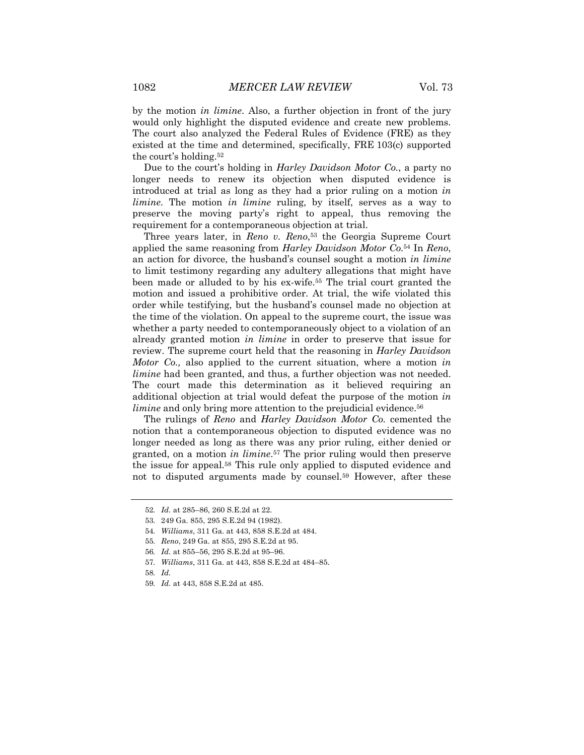by the motion *in limine*. Also, a further objection in front of the jury would only highlight the disputed evidence and create new problems. The court also analyzed the Federal Rules of Evidence (FRE) as they existed at the time and determined, specifically, FRE 103(c) supported the court's holding.[52]

Due to the court's holding in *Harley Davidson Motor Co.*, a party no longer needs to renew its objection when disputed evidence is introduced at trial as long as they had a prior ruling on a motion *in limine*. The motion *in limine* ruling, by itself, serves as a way to preserve the moving party's right to appeal, thus removing the requirement for a contemporaneous objection at trial.

Three years later, in *Reno v. Reno*,[53] the Georgia Supreme Court applied the same reasoning from *Harley Davidson Motor Co.*[54] In *Reno*, an action for divorce, the husband's counsel sought a motion *in limine* to limit testimony regarding any adultery allegations that might have been made or alluded to by his ex-wife.[55] The trial court granted the motion and issued a prohibitive order. At trial, the wife violated this order while testifying, but the husband's counsel made no objection at the time of the violation. On appeal to the supreme court, the issue was whether a party needed to contemporaneously object to a violation of an already granted motion *in limine* in order to preserve that issue for review. The supreme court held that the reasoning in *Harley Davidson Motor Co.,* also applied to the current situation, where a motion *in limine* had been granted, and thus, a further objection was not needed. The court made this determination as it believed requiring an additional objection at trial would defeat the purpose of the motion *in limine* and only bring more attention to the prejudicial evidence.[56]

The rulings of *Reno* and *Harley Davidson Motor Co.* cemented the notion that a contemporaneous objection to disputed evidence was no longer needed as long as there was any prior ruling, either denied or granted, on a motion *in limine*.[57] The prior ruling would then preserve the issue for appeal.[58] This rule only applied to disputed evidence and not to disputed arguments made by counsel.[59] However, after these

---

52. *Id.* at 285–86, 260 S.E.2d at 22.

53. 249 Ga. 855, 295 S.E.2d 94 (1982).

54. *Williams*, 311 Ga. at 443, 858 S.E.2d at 484.

55. *Reno*, 249 Ga. at 855, 295 S.E.2d at 95.

56. *Id.* at 855–56, 295 S.E.2d at 95–96.

57. *Williams*, 311 Ga. at 443, 858 S.E.2d at 484–85.

58. *Id.*

59. *Id.* at 443, 858 S.E.2d at 485.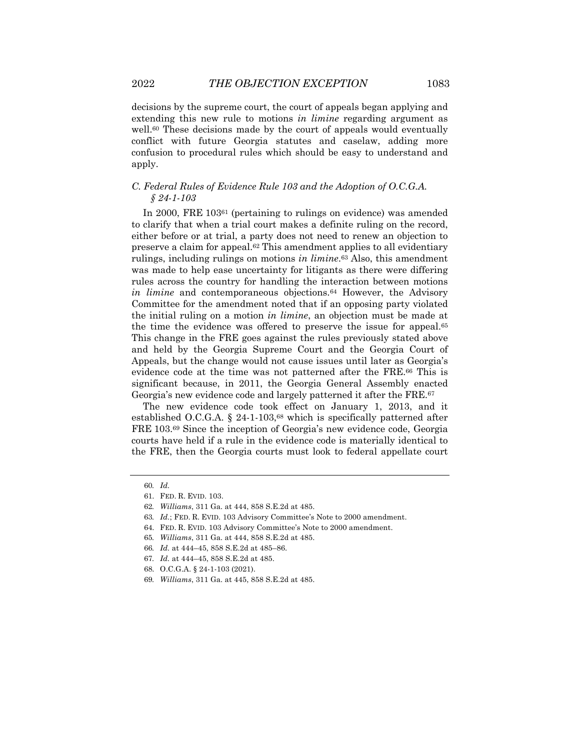decisions by the supreme court, the court of appeals began applying and extending this new rule to motions *in limine* regarding argument as well.[60] These decisions made by the court of appeals would eventually conflict with future Georgia statutes and caselaw, adding more confusion to procedural rules which should be easy to understand and apply.

### *C. Federal Rules of Evidence Rule 103 and the Adoption of O.C.G.A. § 24-1-103*

In 2000, FRE 103[61] (pertaining to rulings on evidence) was amended to clarify that when a trial court makes a definite ruling on the record, either before or at trial, a party does not need to renew an objection to preserve a claim for appeal.[62] This amendment applies to all evidentiary rulings, including rulings on motions *in limine*.[63] Also, this amendment was made to help ease uncertainty for litigants as there were differing rules across the country for handling the interaction between motions *in limine* and contemporaneous objections.[64] However, the Advisory Committee for the amendment noted that if an opposing party violated the initial ruling on a motion *in limine*, an objection must be made at the time the evidence was offered to preserve the issue for appeal.[65] This change in the FRE goes against the rules previously stated above and held by the Georgia Supreme Court and the Georgia Court of Appeals, but the change would not cause issues until later as Georgia's evidence code at the time was not patterned after the FRE.[66] This is significant because, in 2011, the Georgia General Assembly enacted Georgia's new evidence code and largely patterned it after the FRE.[67]

The new evidence code took effect on January 1, 2013, and it established O.C.G.A. § 24-1-103,[68] which is specifically patterned after FRE 103.[69] Since the inception of Georgia's new evidence code, Georgia courts have held if a rule in the evidence code is materially identical to the FRE, then the Georgia courts must look to federal appellate court

---

60. *Id.*

61. FED. R. EVID. 103.

62. *Williams*, 311 Ga. at 444, 858 S.E.2d at 485.

63. *Id.*; FED. R. EVID. 103 Advisory Committee's Note to 2000 amendment.

64. FED. R. EVID. 103 Advisory Committee's Note to 2000 amendment.

65. *Williams*, 311 Ga. at 444, 858 S.E.2d at 485.

66. *Id.* at 444–45, 858 S.E.2d at 485–86.

67. *Id.* at 444–45, 858 S.E.2d at 485.

68. O.C.G.A. § 24-1-103 (2021).

69. *Williams*, 311 Ga. at 445, 858 S.E.2d at 485.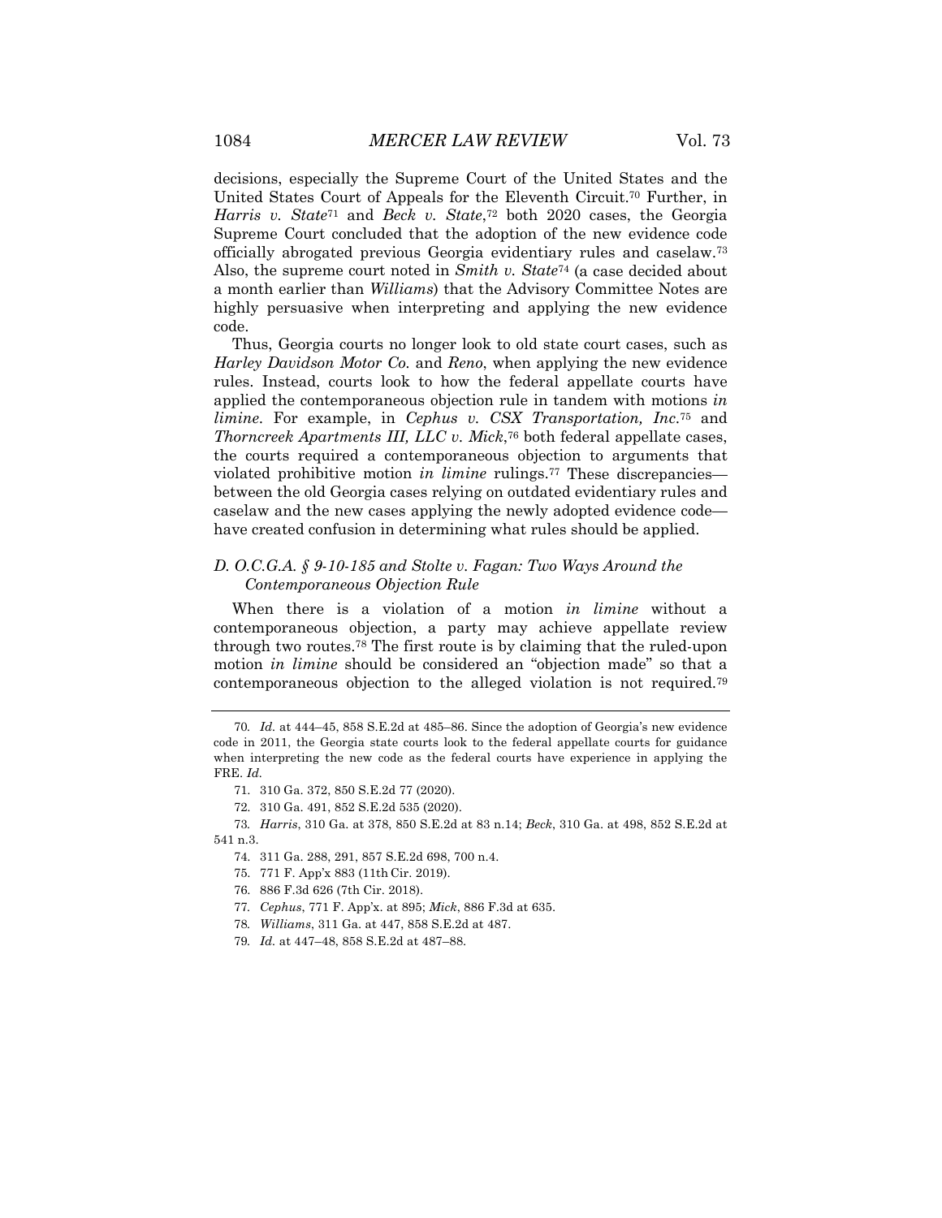decisions, especially the Supreme Court of the United States and the United States Court of Appeals for the Eleventh Circuit.[70] Further, in *Harris v. State*[71] and *Beck v. State*,[72] both 2020 cases, the Georgia Supreme Court concluded that the adoption of the new evidence code officially abrogated previous Georgia evidentiary rules and caselaw.[73] Also, the supreme court noted in *Smith v. State*[74] (a case decided about a month earlier than *Williams*) that the Advisory Committee Notes are highly persuasive when interpreting and applying the new evidence code.

Thus, Georgia courts no longer look to old state court cases, such as *Harley Davidson Motor Co.* and *Reno*, when applying the new evidence rules. Instead, courts look to how the federal appellate courts have applied the contemporaneous objection rule in tandem with motions *in limine*. For example, in *Cephus v. CSX Transportation, Inc.*[75] and *Thorncreek Apartments III, LLC v. Mick*,[76] both federal appellate cases, the courts required a contemporaneous objection to arguments that violated prohibitive motion *in limine* rulings.[77] These discrepancies—between the old Georgia cases relying on outdated evidentiary rules and caselaw and the new cases applying the newly adopted evidence code—have created confusion in determining what rules should be applied.

### *D. O.C.G.A. § 9-10-185 and Stolte v. Fagan: Two Ways Around the Contemporaneous Objection Rule*

When there is a violation of a motion *in limine* without a contemporaneous objection, a party may achieve appellate review through two routes.[78] The first route is by claiming that the ruled-upon motion *in limine* should be considered an "objection made" so that a contemporaneous objection to the alleged violation is not required.[79]

---

70. *Id.* at 444–45, 858 S.E.2d at 485–86. Since the adoption of Georgia's new evidence code in 2011, the Georgia state courts look to the federal appellate courts for guidance when interpreting the new code as the federal courts have experience in applying the FRE. *Id.*

71. 310 Ga. 372, 850 S.E.2d 77 (2020).

72. 310 Ga. 491, 852 S.E.2d 535 (2020).

73. *Harris*, 310 Ga. at 378, 850 S.E.2d at 83 n.14; *Beck*, 310 Ga. at 498, 852 S.E.2d at 541 n.3.

74. 311 Ga. 288, 291, 857 S.E.2d 698, 700 n.4.

75. 771 F. App'x 883 (11th Cir. 2019).

76. 886 F.3d 626 (7th Cir. 2018).

77. *Cephus*, 771 F. App'x. at 895; *Mick*, 886 F.3d at 635.

78. *Williams*, 311 Ga. at 447, 858 S.E.2d at 487.

79. *Id.* at 447–48, 858 S.E.2d at 487–88.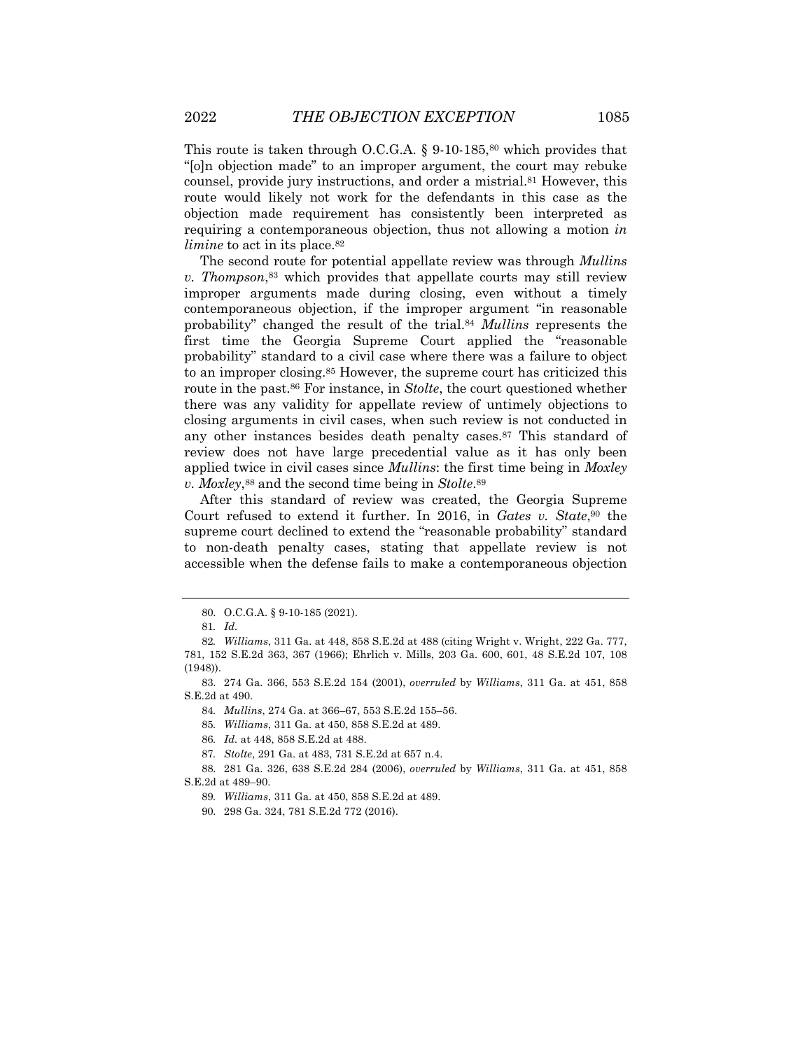This route is taken through O.C.G.A. § 9-10-185,[80] which provides that "[o]n objection made" to an improper argument, the court may rebuke counsel, provide jury instructions, and order a mistrial.[81] However, this route would likely not work for the defendants in this case as the objection made requirement has consistently been interpreted as requiring a contemporaneous objection, thus not allowing a motion *in limine* to act in its place.[82]

The second route for potential appellate review was through *Mullins v. Thompson*,[83] which provides that appellate courts may still review improper arguments made during closing, even without a timely contemporaneous objection, if the improper argument "in reasonable probability" changed the result of the trial.[84] *Mullins* represents the first time the Georgia Supreme Court applied the "reasonable probability" standard to a civil case where there was a failure to object to an improper closing.[85] However, the supreme court has criticized this route in the past.[86] For instance, in *Stolte*, the court questioned whether there was any validity for appellate review of untimely objections to closing arguments in civil cases, when such review is not conducted in any other instances besides death penalty cases.[87] This standard of review does not have large precedential value as it has only been applied twice in civil cases since *Mullins*: the first time being in *Moxley v. Moxley*,[88] and the second time being in *Stolte*.[89]

After this standard of review was created, the Georgia Supreme Court refused to extend it further. In 2016, in *Gates v. State*,[90] the supreme court declined to extend the "reasonable probability" standard to non-death penalty cases, stating that appellate review is not accessible when the defense fails to make a contemporaneous objection

---

80. O.C.G.A. § 9-10-185 (2021).

81. *Id.*

82. *Williams*, 311 Ga. at 448, 858 S.E.2d at 488 (citing Wright v. Wright, 222 Ga. 777, 781, 152 S.E.2d 363, 367 (1966); Ehrlich v. Mills, 203 Ga. 600, 601, 48 S.E.2d 107, 108 (1948)).

83. 274 Ga. 366, 553 S.E.2d 154 (2001), *overruled* by *Williams*, 311 Ga. at 451, 858 S.E.2d at 490.

84. *Mullins*, 274 Ga. at 366–67, 553 S.E.2d 155–56.

85. *Williams*, 311 Ga. at 450, 858 S.E.2d at 489.

86. *Id.* at 448, 858 S.E.2d at 488.

87. *Stolte*, 291 Ga. at 483, 731 S.E.2d at 657 n.4.

88. 281 Ga. 326, 638 S.E.2d 284 (2006), *overruled* by *Williams*, 311 Ga. at 451, 858 S.E.2d at 489–90.

89. *Williams*, 311 Ga. at 450, 858 S.E.2d at 489.

90. 298 Ga. 324, 781 S.E.2d 772 (2016).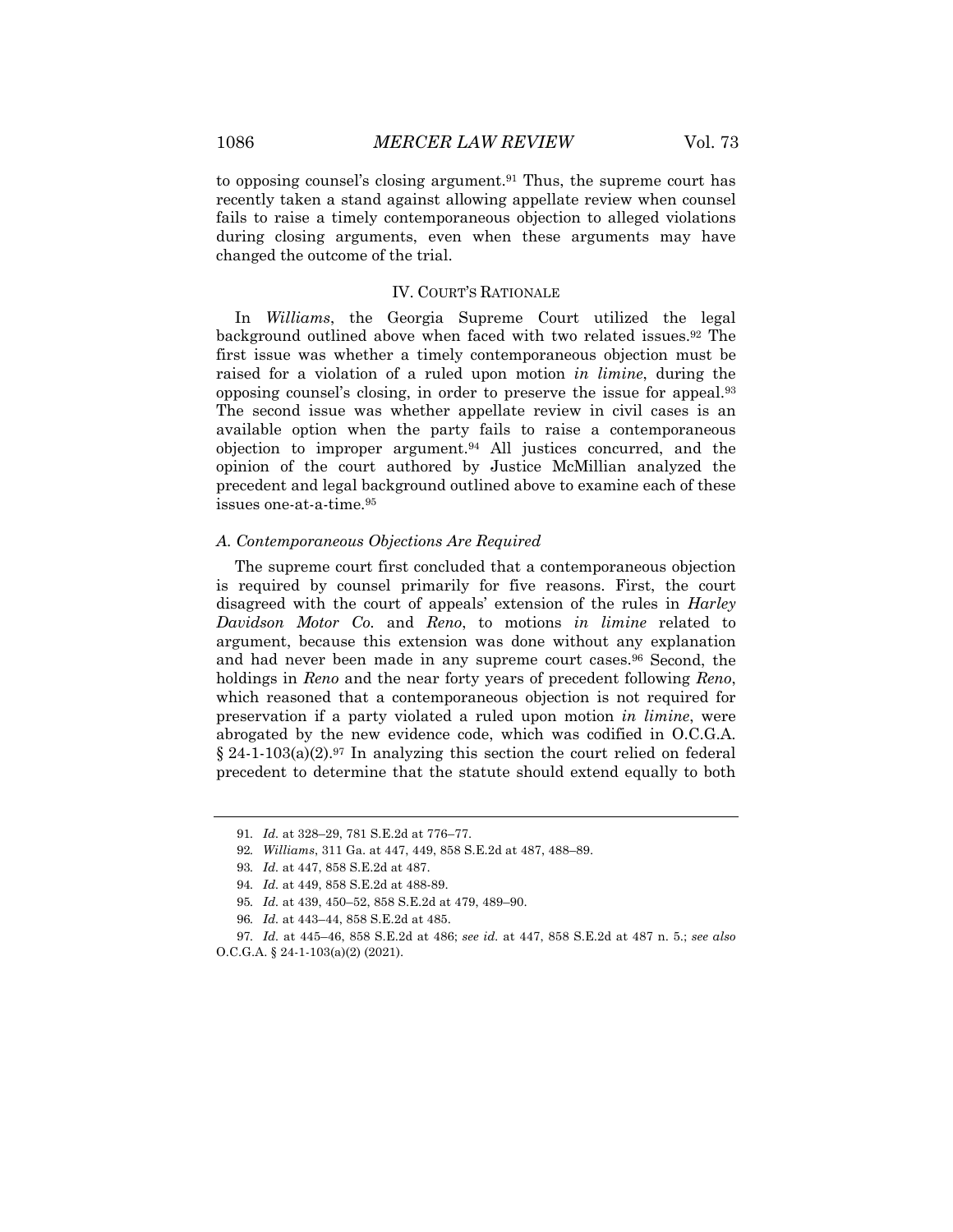to opposing counsel's closing argument.[91] Thus, the supreme court has recently taken a stand against allowing appellate review when counsel fails to raise a timely contemporaneous objection to alleged violations during closing arguments, even when these arguments may have changed the outcome of the trial.

## IV. COURT'S RATIONALE

In *Williams*, the Georgia Supreme Court utilized the legal background outlined above when faced with two related issues.[92] The first issue was whether a timely contemporaneous objection must be raised for a violation of a ruled upon motion *in limine*, during the opposing counsel's closing, in order to preserve the issue for appeal.[93] The second issue was whether appellate review in civil cases is an available option when the party fails to raise a contemporaneous objection to improper argument.[94] All justices concurred, and the opinion of the court authored by Justice McMillian analyzed the precedent and legal background outlined above to examine each of these issues one-at-a-time.[95]

### *A. Contemporaneous Objections Are Required*

The supreme court first concluded that a contemporaneous objection is required by counsel primarily for five reasons. First, the court disagreed with the court of appeals' extension of the rules in *Harley Davidson Motor Co.* and *Reno*, to motions *in limine* related to argument, because this extension was done without any explanation and had never been made in any supreme court cases.[96] Second, the holdings in *Reno* and the near forty years of precedent following *Reno*, which reasoned that a contemporaneous objection is not required for preservation if a party violated a ruled upon motion *in limine*, were abrogated by the new evidence code, which was codified in O.C.G.A. § 24-1-103(a)(2).[97] In analyzing this section the court relied on federal precedent to determine that the statute should extend equally to both

---

91. *Id.* at 328–29, 781 S.E.2d at 776–77.

92. *Williams*, 311 Ga. at 447, 449, 858 S.E.2d at 487, 488–89.

93. *Id.* at 447, 858 S.E.2d at 487.

94. *Id.* at 449, 858 S.E.2d at 488-89.

95. *Id.* at 439, 450–52, 858 S.E.2d at 479, 489–90.

96. *Id.* at 443–44, 858 S.E.2d at 485.

97. *Id.* at 445–46, 858 S.E.2d at 486; *see id.* at 447, 858 S.E.2d at 487 n. 5.; *see also* O.C.G.A. § 24-1-103(a)(2) (2021).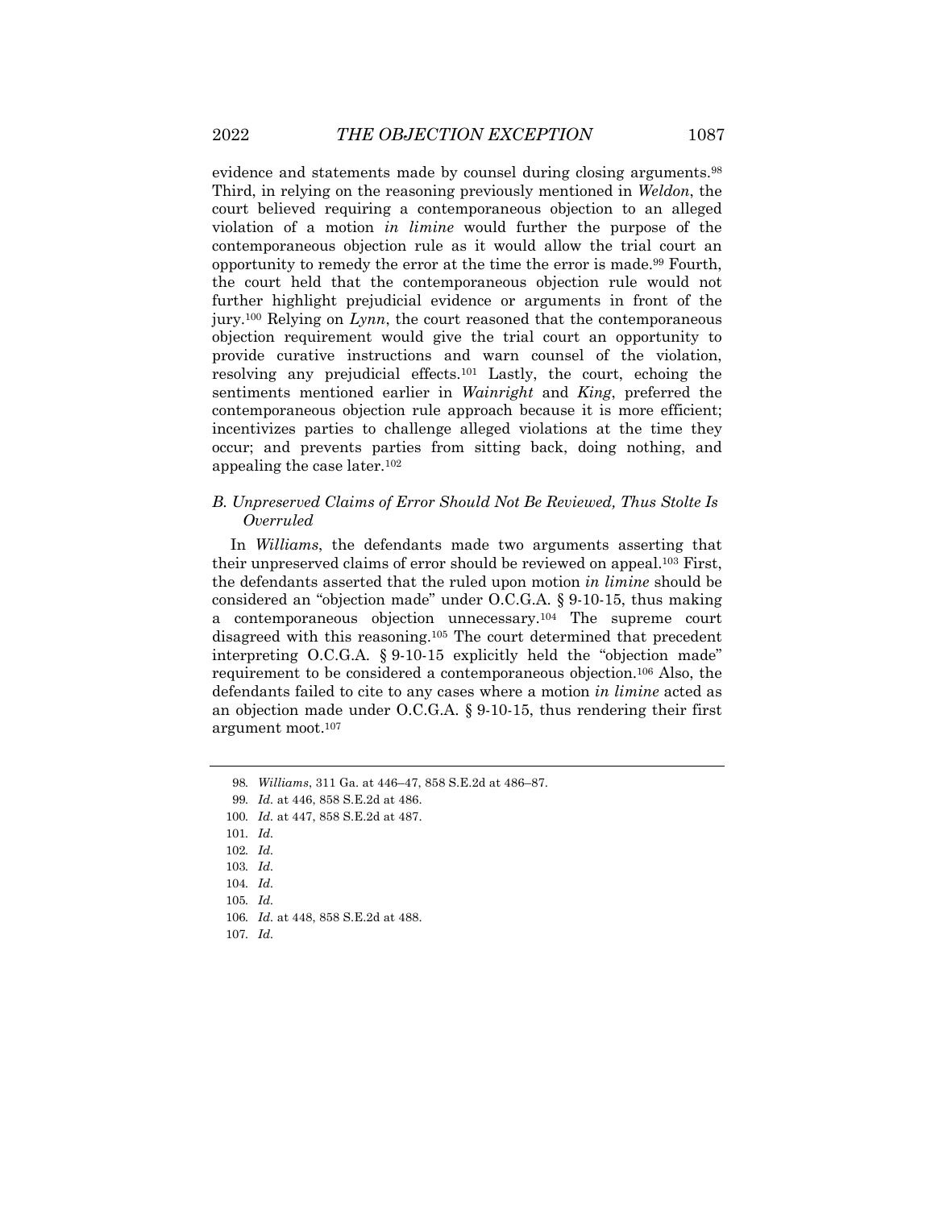evidence and statements made by counsel during closing arguments.[98] Third, in relying on the reasoning previously mentioned in *Weldon*, the court believed requiring a contemporaneous objection to an alleged violation of a motion *in limine* would further the purpose of the contemporaneous objection rule as it would allow the trial court an opportunity to remedy the error at the time the error is made.[99] Fourth, the court held that the contemporaneous objection rule would not further highlight prejudicial evidence or arguments in front of the jury.[100] Relying on *Lynn*, the court reasoned that the contemporaneous objection requirement would give the trial court an opportunity to provide curative instructions and warn counsel of the violation, resolving any prejudicial effects.[101] Lastly, the court, echoing the sentiments mentioned earlier in *Wainright* and *King*, preferred the contemporaneous objection rule approach because it is more efficient; incentivizes parties to challenge alleged violations at the time they occur; and prevents parties from sitting back, doing nothing, and appealing the case later.[102]

### *B. Unpreserved Claims of Error Should Not Be Reviewed, Thus Stolte Is Overruled*

In *Williams*, the defendants made two arguments asserting that their unpreserved claims of error should be reviewed on appeal.[103] First, the defendants asserted that the ruled upon motion *in limine* should be considered an "objection made" under O.C.G.A. § 9-10-15, thus making a contemporaneous objection unnecessary.[104] The supreme court disagreed with this reasoning.[105] The court determined that precedent interpreting O.C.G.A. § 9-10-15 explicitly held the "objection made" requirement to be considered a contemporaneous objection.[106] Also, the defendants failed to cite to any cases where a motion *in limine* acted as an objection made under O.C.G.A. § 9-10-15, thus rendering their first argument moot.[107]

---

98. *Williams*, 311 Ga. at 446–47, 858 S.E.2d at 486–87.
99. *Id.* at 446, 858 S.E.2d at 486.
100. *Id.* at 447, 858 S.E.2d at 487.
101. *Id.*
102. *Id.*
103. *Id.*
104. *Id.*
105. *Id.*
106. *Id.* at 448, 858 S.E.2d at 488.
107. *Id.*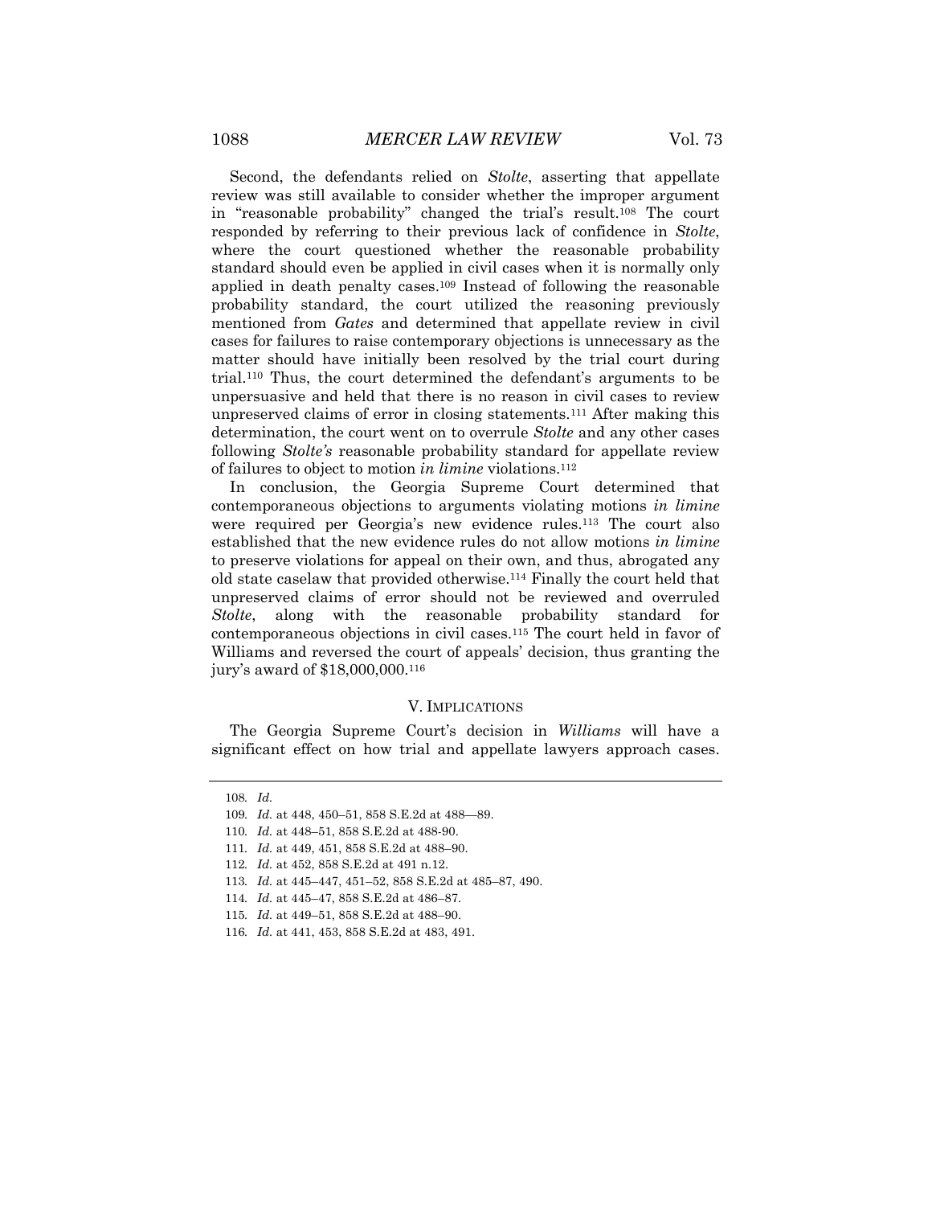Second, the defendants relied on *Stolte*, asserting that appellate review was still available to consider whether the improper argument in "reasonable probability" changed the trial's result.[108] The court responded by referring to their previous lack of confidence in *Stolte*, where the court questioned whether the reasonable probability standard should even be applied in civil cases when it is normally only applied in death penalty cases.[109] Instead of following the reasonable probability standard, the court utilized the reasoning previously mentioned from *Gates* and determined that appellate review in civil cases for failures to raise contemporary objections is unnecessary as the matter should have initially been resolved by the trial court during trial.[110] Thus, the court determined the defendant's arguments to be unpersuasive and held that there is no reason in civil cases to review unpreserved claims of error in closing statements.[111] After making this determination, the court went on to overrule *Stolte* and any other cases following *Stolte's* reasonable probability standard for appellate review of failures to object to motion *in limine* violations.[112]

In conclusion, the Georgia Supreme Court determined that contemporaneous objections to arguments violating motions *in limine* were required per Georgia's new evidence rules.[113] The court also established that the new evidence rules do not allow motions *in limine* to preserve violations for appeal on their own, and thus, abrogated any old state caselaw that provided otherwise.[114] Finally the court held that unpreserved claims of error should not be reviewed and overruled *Stolte*, along with the reasonable probability standard for contemporaneous objections in civil cases.[115] The court held in favor of Williams and reversed the court of appeals' decision, thus granting the jury's award of $18,000,000.[116]

## V. IMPLICATIONS

The Georgia Supreme Court's decision in *Williams* will have a significant effect on how trial and appellate lawyers approach cases.

---

108. *Id.*
109. *Id.* at 448, 450–51, 858 S.E.2d at 488—89.
110. *Id.* at 448–51, 858 S.E.2d at 488-90.
111. *Id.* at 449, 451, 858 S.E.2d at 488–90.
112. *Id.* at 452, 858 S.E.2d at 491 n.12.
113. *Id.* at 445–447, 451–52, 858 S.E.2d at 485–87, 490.
114. *Id.* at 445–47, 858 S.E.2d at 486–87.
115. *Id.* at 449–51, 858 S.E.2d at 488–90.
116. *Id.* at 441, 453, 858 S.E.2d at 483, 491.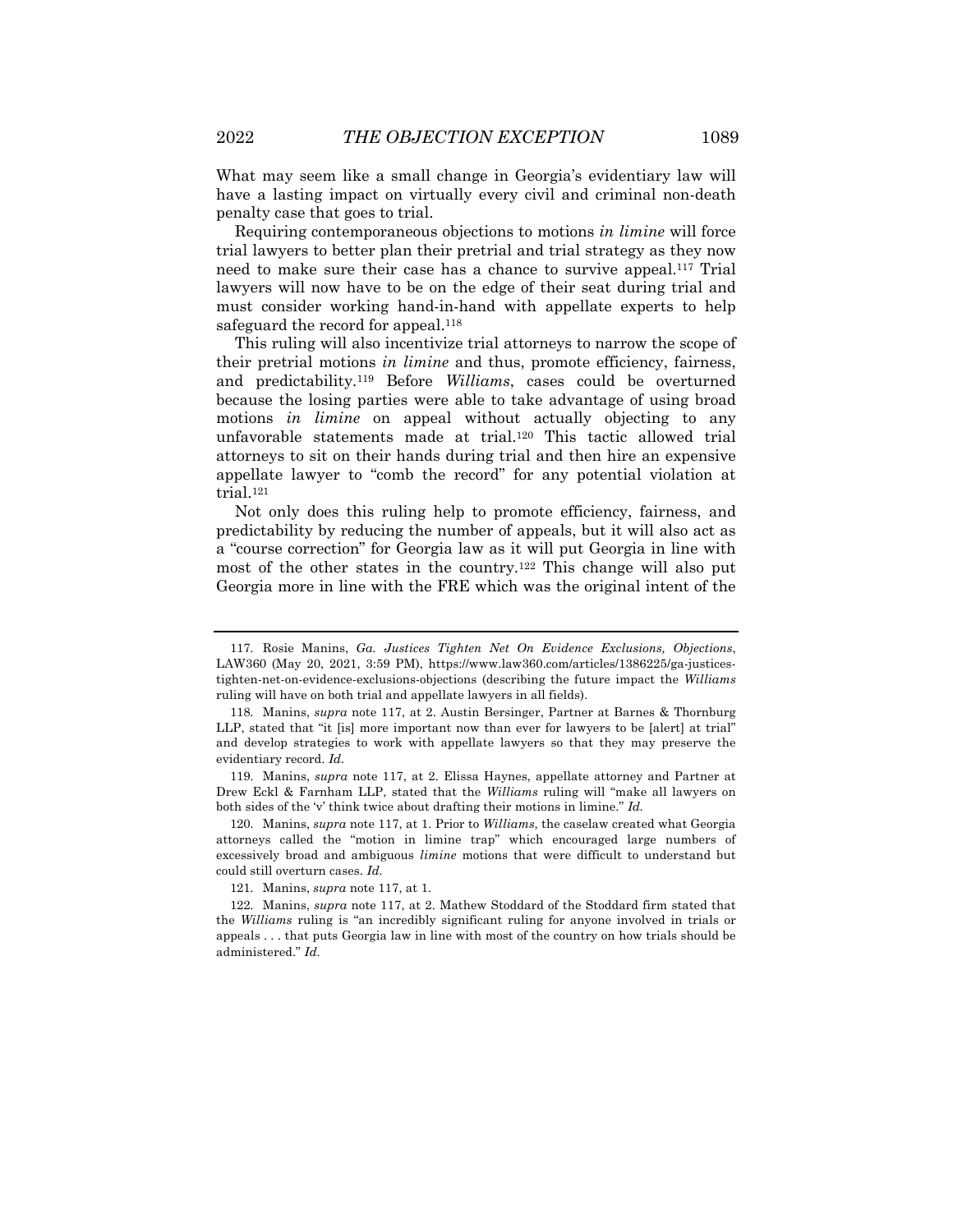What may seem like a small change in Georgia's evidentiary law will have a lasting impact on virtually every civil and criminal non-death penalty case that goes to trial.

Requiring contemporaneous objections to motions *in limine* will force trial lawyers to better plan their pretrial and trial strategy as they now need to make sure their case has a chance to survive appeal.[117] Trial lawyers will now have to be on the edge of their seat during trial and must consider working hand-in-hand with appellate experts to help safeguard the record for appeal.[118]

This ruling will also incentivize trial attorneys to narrow the scope of their pretrial motions *in limine* and thus, promote efficiency, fairness, and predictability.[119] Before *Williams*, cases could be overturned because the losing parties were able to take advantage of using broad motions *in limine* on appeal without actually objecting to any unfavorable statements made at trial.[120] This tactic allowed trial attorneys to sit on their hands during trial and then hire an expensive appellate lawyer to "comb the record" for any potential violation at trial.[121]

Not only does this ruling help to promote efficiency, fairness, and predictability by reducing the number of appeals, but it will also act as a "course correction" for Georgia law as it will put Georgia in line with most of the other states in the country.[122] This change will also put Georgia more in line with the FRE which was the original intent of the

---

117. Rosie Manins, *Ga. Justices Tighten Net On Evidence Exclusions, Objections*, LAW360 (May 20, 2021, 3:59 PM), https://www.law360.com/articles/1386225/ga-justices-tighten-net-on-evidence-exclusions-objections (describing the future impact the *Williams* ruling will have on both trial and appellate lawyers in all fields).

118. Manins, *supra* note 117, at 2. Austin Bersinger, Partner at Barnes & Thornburg LLP, stated that "it [is] more important now than ever for lawyers to be [alert] at trial" and develop strategies to work with appellate lawyers so that they may preserve the evidentiary record. *Id*.

119. Manins, *supra* note 117, at 2. Elissa Haynes, appellate attorney and Partner at Drew Eckl & Farnham LLP, stated that the *Williams* ruling will "make all lawyers on both sides of the 'v' think twice about drafting their motions in limine." *Id.*

120. Manins, *supra* note 117, at 1. Prior to *Williams*, the caselaw created what Georgia attorneys called the "motion in limine trap" which encouraged large numbers of excessively broad and ambiguous *limine* motions that were difficult to understand but could still overturn cases. *Id.*

121. Manins, *supra* note 117, at 1.

122. Manins, *supra* note 117, at 2. Mathew Stoddard of the Stoddard firm stated that the *Williams* ruling is "an incredibly significant ruling for anyone involved in trials or appeals . . . that puts Georgia law in line with most of the country on how trials should be administered." *Id.*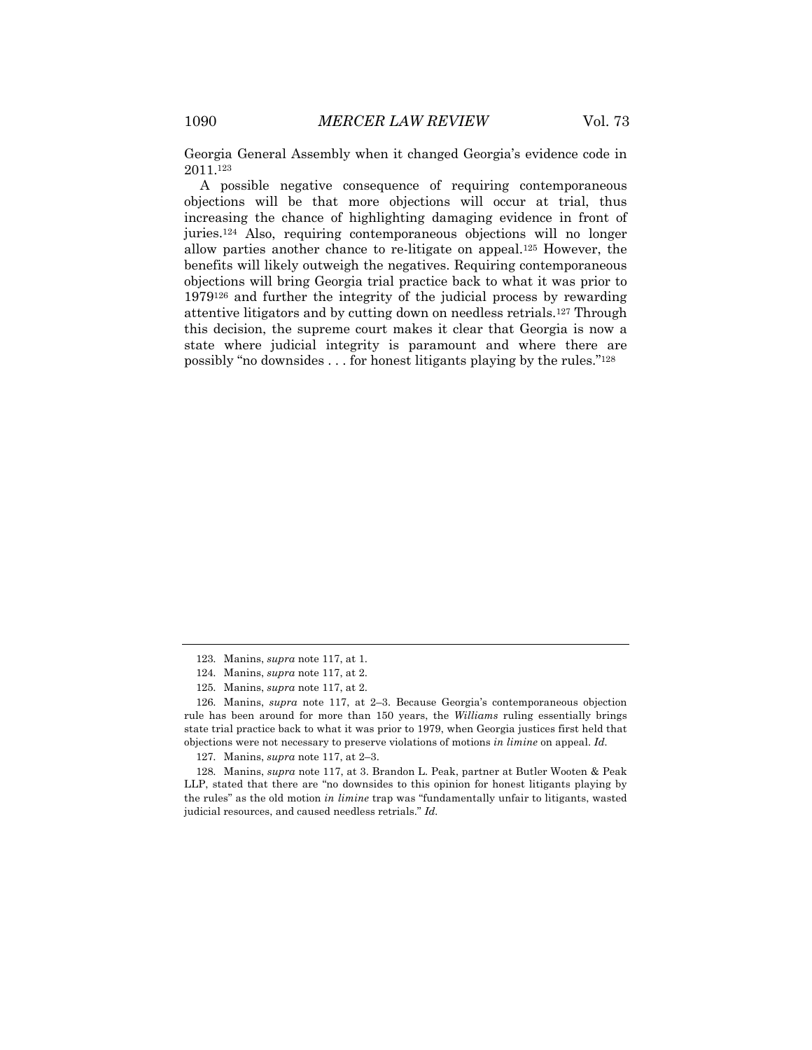Georgia General Assembly when it changed Georgia's evidence code in 2011.[123]

A possible negative consequence of requiring contemporaneous objections will be that more objections will occur at trial, thus increasing the chance of highlighting damaging evidence in front of juries.[124] Also, requiring contemporaneous objections will no longer allow parties another chance to re-litigate on appeal.[125] However, the benefits will likely outweigh the negatives. Requiring contemporaneous objections will bring Georgia trial practice back to what it was prior to 1979[126] and further the integrity of the judicial process by rewarding attentive litigators and by cutting down on needless retrials.[127] Through this decision, the supreme court makes it clear that Georgia is now a state where judicial integrity is paramount and where there are possibly "no downsides . . . for honest litigants playing by the rules."[128]

---

123. Manins, *supra* note 117, at 1.

124. Manins, *supra* note 117, at 2.

125. Manins, *supra* note 117, at 2.

126. Manins, *supra* note 117, at 2–3. Because Georgia's contemporaneous objection rule has been around for more than 150 years, the *Williams* ruling essentially brings state trial practice back to what it was prior to 1979, when Georgia justices first held that objections were not necessary to preserve violations of motions *in limine* on appeal. *Id.*

127. Manins, *supra* note 117, at 2–3.

128. Manins, *supra* note 117, at 3. Brandon L. Peak, partner at Butler Wooten & Peak LLP, stated that there are "no downsides to this opinion for honest litigants playing by the rules" as the old motion *in limine* trap was "fundamentally unfair to litigants, wasted judicial resources, and caused needless retrials." *Id.*